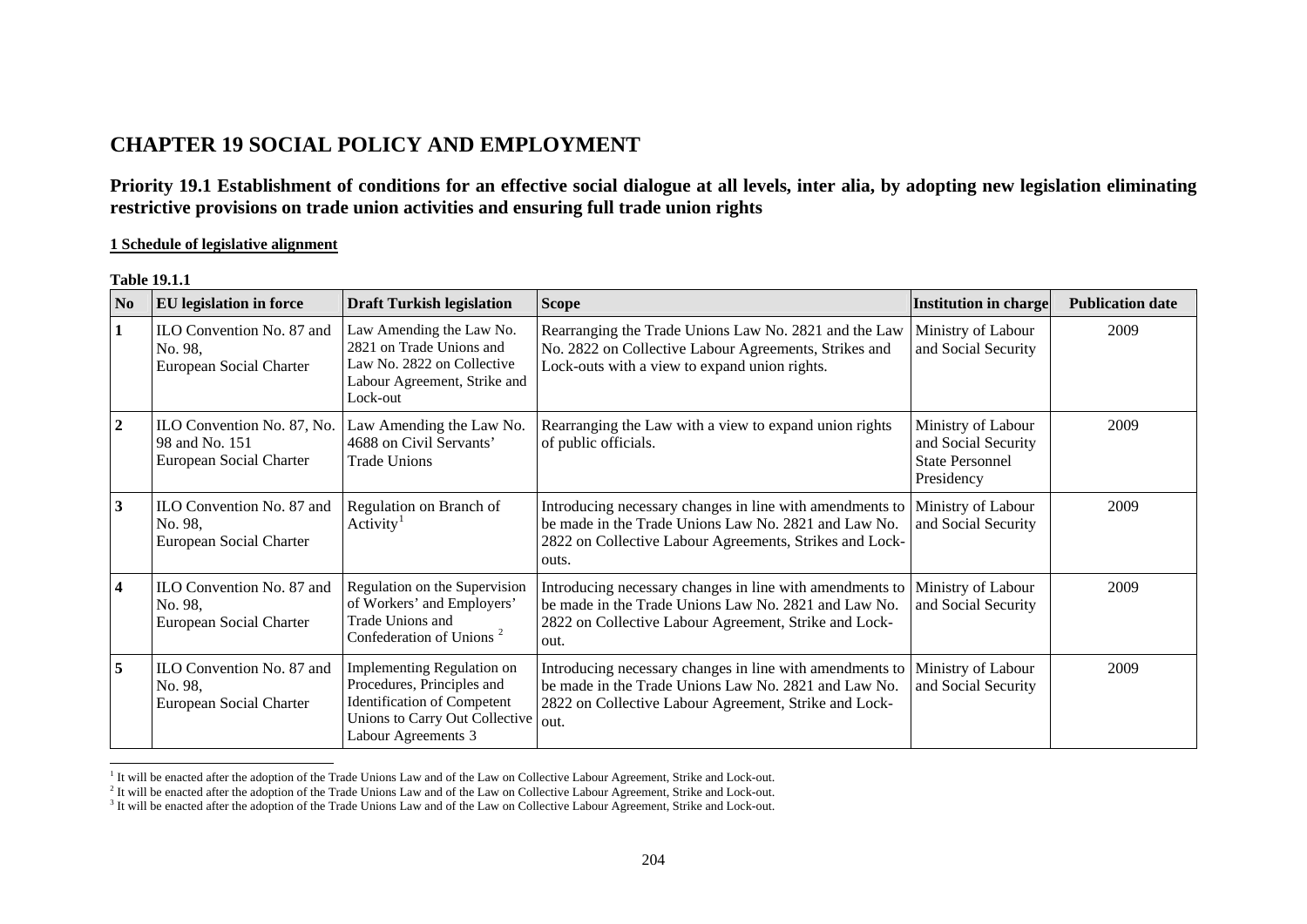# CHAPTER 19 SOCIAL POLICY AND EMPLOYMENT

## Priority 19.1 Establishment of conditions for an effective social dialogue at all levels, inter alia, by adopting new legislation eliminating restrictive provisions on trade union activities and ensuring full trade union rights

### 1 Schedule of legislative alignment

**Table 19.1.1**

| No | EU legislation in force | Draft Turkish legislation | Scope | Institution in charge | Publication date |
|---|---|---|---|---|---|
| 1 | ILO Convention No. 87 and No. 98, European Social Charter | Law Amending the Law No. 2821 on Trade Unions and Law No. 2822 on Collective Labour Agreement, Strike and Lock-out | Rearranging the Trade Unions Law No. 2821 and the Law No. 2822 on Collective Labour Agreements, Strikes and Lock-outs with a view to expand union rights. | Ministry of Labour and Social Security | 2009 |
| 2 | ILO Convention No. 87, No. 98 and No. 151 European Social Charter | Law Amending the Law No. 4688 on Civil Servants' Trade Unions | Rearranging the Law with a view to expand union rights of public officials. | Ministry of Labour and Social Security State Personnel Presidency | 2009 |
| 3 | ILO Convention No. 87 and No. 98, European Social Charter | Regulation on Branch of Activity[1] | Introducing necessary changes in line with amendments to be made in the Trade Unions Law No. 2821 and Law No. 2822 on Collective Labour Agreements, Strikes and Lock-outs. | Ministry of Labour and Social Security | 2009 |
| 4 | ILO Convention No. 87 and No. 98, European Social Charter | Regulation on the Supervision of Workers' and Employers' Trade Unions and Confederation of Unions [2] | Introducing necessary changes in line with amendments to be made in the Trade Unions Law No. 2821 and Law No. 2822 on Collective Labour Agreement, Strike and Lock-out. | Ministry of Labour and Social Security | 2009 |
| 5 | ILO Convention No. 87 and No. 98, European Social Charter | Implementing Regulation on Procedures, Principles and Identification of Competent Unions to Carry Out Collective Labour Agreements 3 | Introducing necessary changes in line with amendments to be made in the Trade Unions Law No. 2821 and Law No. 2822 on Collective Labour Agreement, Strike and Lock-out. | Ministry of Labour and Social Security | 2009 |

[1] It will be enacted after the adoption of the Trade Unions Law and of the Law on Collective Labour Agreement, Strike and Lock-out.

[2] It will be enacted after the adoption of the Trade Unions Law and of the Law on Collective Labour Agreement, Strike and Lock-out.

[3] It will be enacted after the adoption of the Trade Unions Law and of the Law on Collective Labour Agreement, Strike and Lock-out.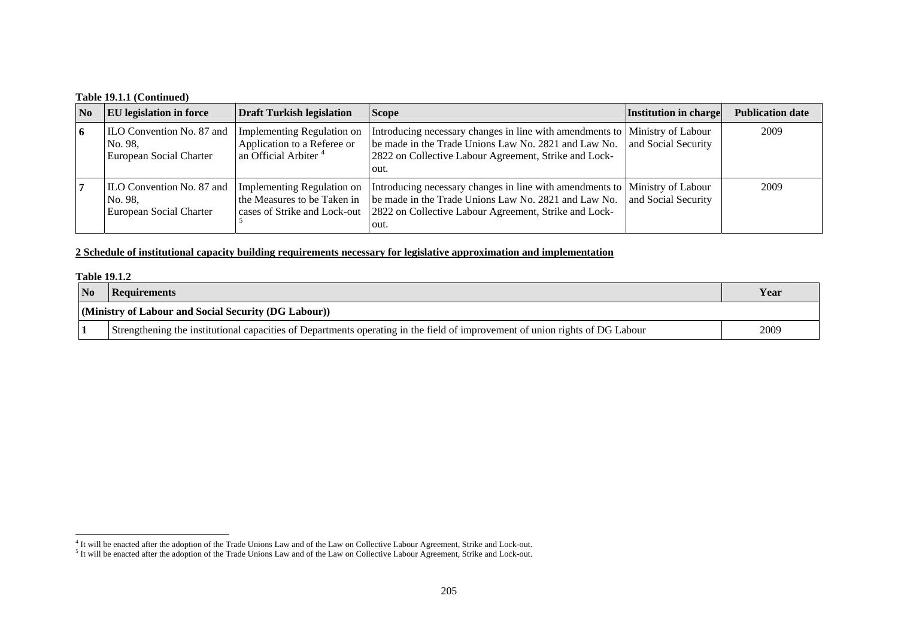**Table 19.1.1 (Continued)**

| No | EU legislation in force | Draft Turkish legislation | Scope | Institution in charge | Publication date |
|---|---|---|---|---|---|
| 6 | ILO Convention No. 87 and No. 98, European Social Charter | Implementing Regulation on Application to a Referee or an Official Arbiter [4] | Introducing necessary changes in line with amendments to be made in the Trade Unions Law No. 2821 and Law No. 2822 on Collective Labour Agreement, Strike and Lock-out. | Ministry of Labour and Social Security | 2009 |
| 7 | ILO Convention No. 87 and No. 98, European Social Charter | Implementing Regulation on the Measures to be Taken in cases of Strike and Lock-out [5] | Introducing necessary changes in line with amendments to be made in the Trade Unions Law No. 2821 and Law No. 2822 on Collective Labour Agreement, Strike and Lock-out. | Ministry of Labour and Social Security | 2009 |

**2 Schedule of institutional capacity building requirements necessary for legislative approximation and implementation**

**Table 19.1.2**

| No | Requirements | Year |
|---|---|---|
| **(Ministry of Labour and Social Security (DG Labour))** | | |
| 1 | Strengthening the institutional capacities of Departments operating in the field of improvement of union rights of DG Labour | 2009 |

[4] It will be enacted after the adoption of the Trade Unions Law and of the Law on Collective Labour Agreement, Strike and Lock-out.

[5] It will be enacted after the adoption of the Trade Unions Law and of the Law on Collective Labour Agreement, Strike and Lock-out.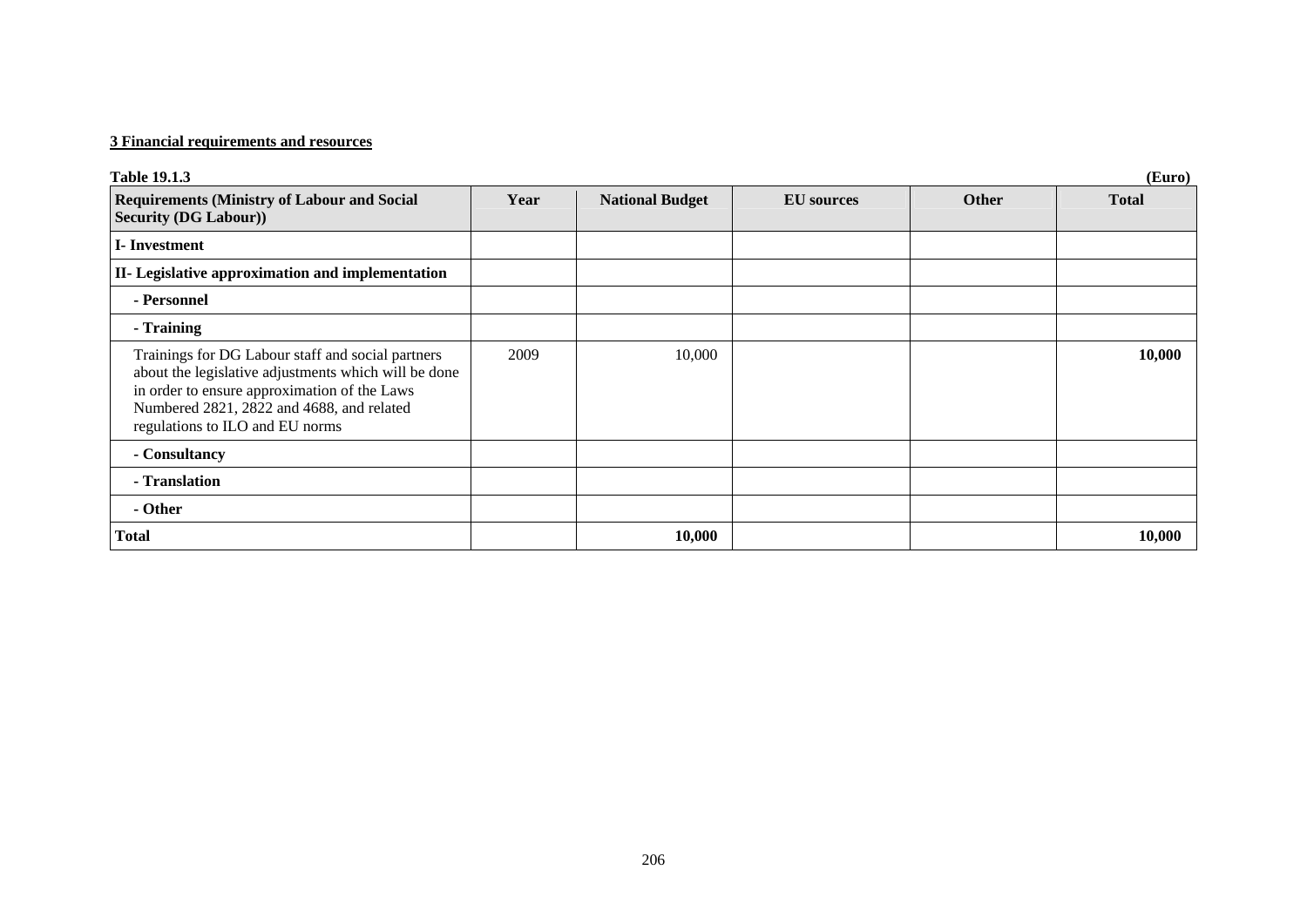**3 Financial requirements and resources**

**Table 19.1.3** **(Euro)**

| Requirements (Ministry of Labour and Social Security (DG Labour)) | Year | National Budget | EU sources | Other | Total |
|---|---|---|---|---|---|
| **I- Investment** | | | | | |
| **II- Legislative approximation and implementation** | | | | | |
| **- Personnel** | | | | | |
| **- Training** | | | | | |
| Trainings for DG Labour staff and social partners about the legislative adjustments which will be done in order to ensure approximation of the Laws Numbered 2821, 2822 and 4688, and related regulations to ILO and EU norms | 2009 | 10,000 | | | **10,000** |
| **- Consultancy** | | | | | |
| **- Translation** | | | | | |
| **- Other** | | | | | |
| **Total** | | **10,000** | | | **10,000** |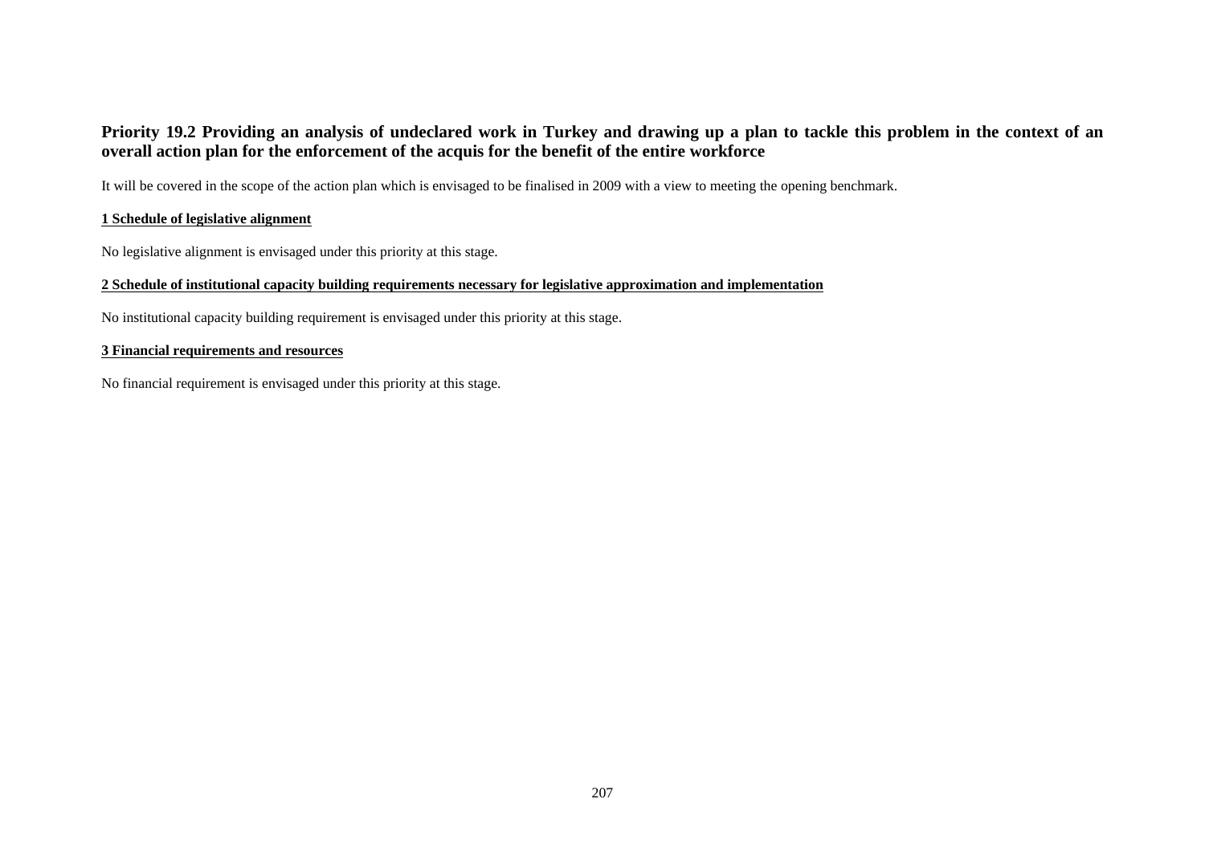## Priority 19.2 Providing an analysis of undeclared work in Turkey and drawing up a plan to tackle this problem in the context of an overall action plan for the enforcement of the acquis for the benefit of the entire workforce

It will be covered in the scope of the action plan which is envisaged to be finalised in 2009 with a view to meeting the opening benchmark.

### 1 Schedule of legislative alignment

No legislative alignment is envisaged under this priority at this stage.

### 2 Schedule of institutional capacity building requirements necessary for legislative approximation and implementation

No institutional capacity building requirement is envisaged under this priority at this stage.

### 3 Financial requirements and resources

No financial requirement is envisaged under this priority at this stage.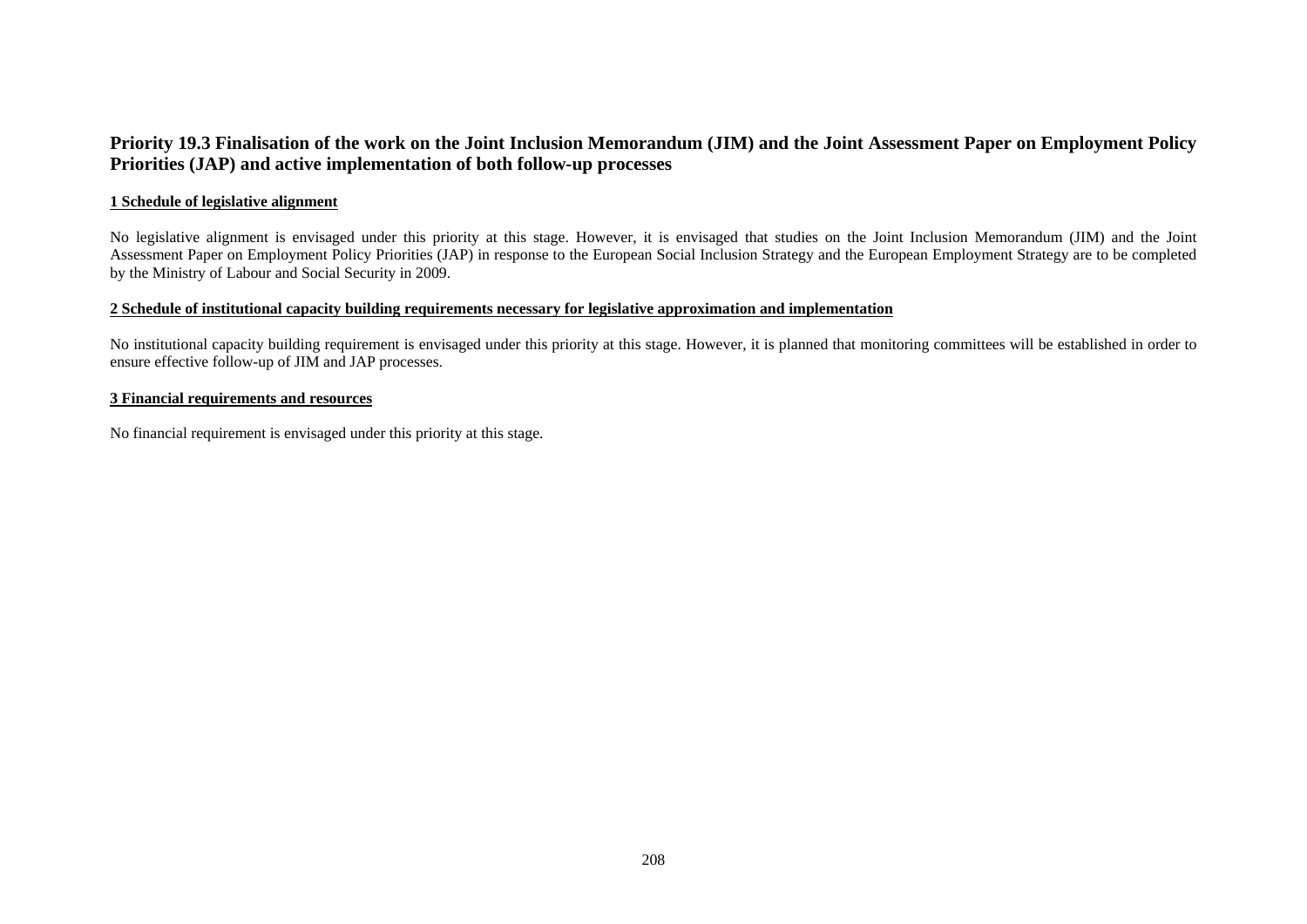## Priority 19.3 Finalisation of the work on the Joint Inclusion Memorandum (JIM) and the Joint Assessment Paper on Employment Policy Priorities (JAP) and active implementation of both follow-up processes

### 1 Schedule of legislative alignment

No legislative alignment is envisaged under this priority at this stage. However, it is envisaged that studies on the Joint Inclusion Memorandum (JIM) and the Joint Assessment Paper on Employment Policy Priorities (JAP) in response to the European Social Inclusion Strategy and the European Employment Strategy are to be completed by the Ministry of Labour and Social Security in 2009.

### 2 Schedule of institutional capacity building requirements necessary for legislative approximation and implementation

No institutional capacity building requirement is envisaged under this priority at this stage. However, it is planned that monitoring committees will be established in order to ensure effective follow-up of JIM and JAP processes.

### 3 Financial requirements and resources

No financial requirement is envisaged under this priority at this stage.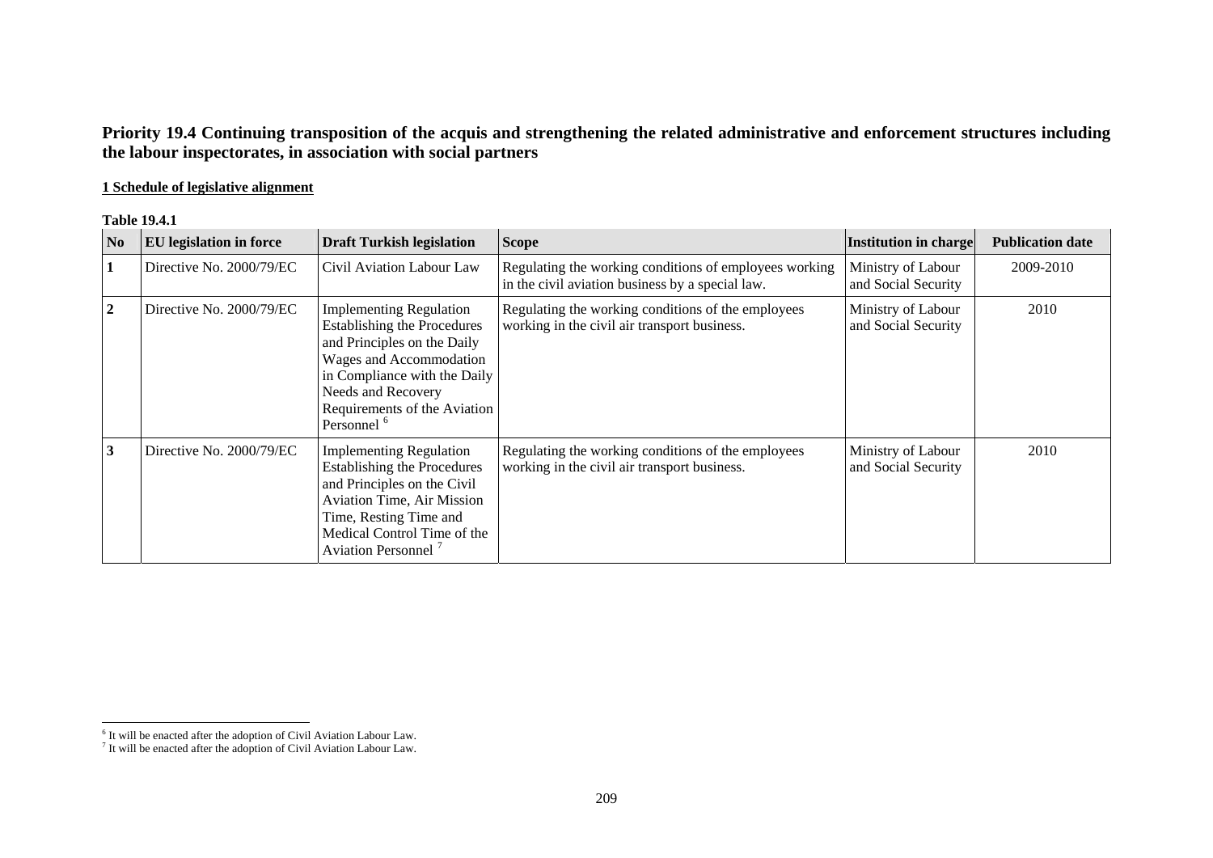## Priority 19.4 Continuing transposition of the acquis and strengthening the related administrative and enforcement structures including the labour inspectorates, in association with social partners

**1 Schedule of legislative alignment**

**Table 19.4.1**

| No | EU legislation in force | Draft Turkish legislation | Scope | Institution in charge | Publication date |
|---|---|---|---|---|---|
| **1** | Directive No. 2000/79/EC | Civil Aviation Labour Law | Regulating the working conditions of employees working in the civil aviation business by a special law. | Ministry of Labour and Social Security | 2009-2010 |
| **2** | Directive No. 2000/79/EC | Implementing Regulation Establishing the Procedures and Principles on the Daily Wages and Accommodation in Compliance with the Daily Needs and Recovery Requirements of the Aviation Personnel [6] | Regulating the working conditions of the employees working in the civil air transport business. | Ministry of Labour and Social Security | 2010 |
| **3** | Directive No. 2000/79/EC | Implementing Regulation Establishing the Procedures and Principles on the Civil Aviation Time, Air Mission Time, Resting Time and Medical Control Time of the Aviation Personnel [7] | Regulating the working conditions of the employees working in the civil air transport business. | Ministry of Labour and Social Security | 2010 |

[6] It will be enacted after the adoption of Civil Aviation Labour Law.
[7] It will be enacted after the adoption of Civil Aviation Labour Law.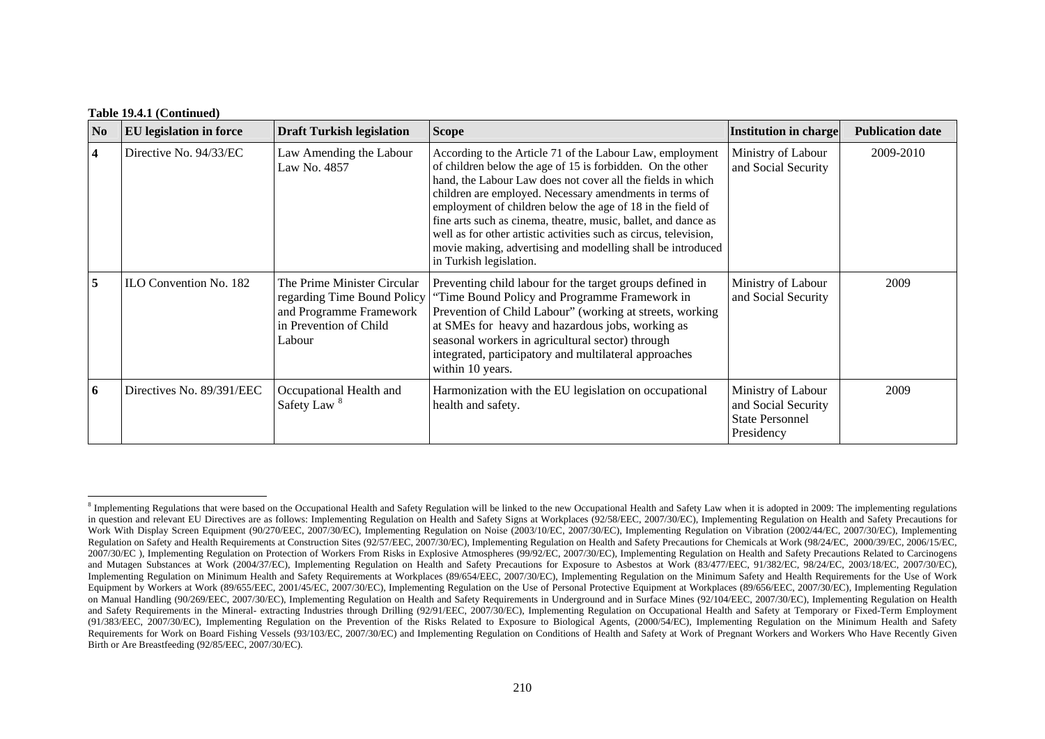**Table 19.4.1 (Continued)**

| No | EU legislation in force | Draft Turkish legislation | Scope | Institution in charge | Publication date |
|---|---|---|---|---|---|
| **4** | Directive No. 94/33/EC | Law Amending the Labour Law No. 4857 | According to the Article 71 of the Labour Law, employment of children below the age of 15 is forbidden. On the other hand, the Labour Law does not cover all the fields in which children are employed. Necessary amendments in terms of employment of children below the age of 18 in the field of fine arts such as cinema, theatre, music, ballet, and dance as well as for other artistic activities such as circus, television, movie making, advertising and modelling shall be introduced in Turkish legislation. | Ministry of Labour and Social Security | 2009-2010 |
| **5** | ILO Convention No. 182 | The Prime Minister Circular regarding Time Bound Policy and Programme Framework in Prevention of Child Labour | Preventing child labour for the target groups defined in "Time Bound Policy and Programme Framework in Prevention of Child Labour" (working at streets, working at SMEs for heavy and hazardous jobs, working as seasonal workers in agricultural sector) through integrated, participatory and multilateral approaches within 10 years. | Ministry of Labour and Social Security | 2009 |
| **6** | Directives No. 89/391/EEC | Occupational Health and Safety Law [8] | Harmonization with the EU legislation on occupational health and safety. | Ministry of Labour and Social Security State Personnel Presidency | 2009 |

[8] Implementing Regulations that were based on the Occupational Health and Safety Regulation will be linked to the new Occupational Health and Safety Law when it is adopted in 2009: The implementing regulations in question and relevant EU Directives are as follows: Implementing Regulation on Health and Safety Signs at Workplaces (92/58/EEC, 2007/30/EC), Implementing Regulation on Health and Safety Precautions for Work With Display Screen Equipment (90/270/EEC, 2007/30/EC), Implementing Regulation on Noise (2003/10/EC, 2007/30/EC), Implementing Regulation on Vibration (2002/44/EC, 2007/30/EC), Implementing Regulation on Safety and Health Requirements at Construction Sites (92/57/EEC, 2007/30/EC), Implementing Regulation on Health and Safety Precautions for Chemicals at Work (98/24/EC, 2000/39/EC, 2006/15/EC, 2007/30/EC ), Implementing Regulation on Protection of Workers From Risks in Explosive Atmospheres (99/92/EC, 2007/30/EC), Implementing Regulation on Health and Safety Precautions Related to Carcinogens and Mutagen Substances at Work (2004/37/EC), Implementing Regulation on Health and Safety Precautions for Exposure to Asbestos at Work (83/477/EEC, 91/382/EC, 98/24/EC, 2003/18/EC, 2007/30/EC), Implementing Regulation on Minimum Health and Safety Requirements at Workplaces (89/654/EEC, 2007/30/EC), Implementing Regulation on the Minimum Safety and Health Requirements for the Use of Work Equipment by Workers at Work (89/655/EEC, 2001/45/EC, 2007/30/EC), Implementing Regulation on the Use of Personal Protective Equipment at Workplaces (89/656/EEC, 2007/30/EC), Implementing Regulation on Manual Handling (90/269/EEC, 2007/30/EC), Implementing Regulation on Health and Safety Requirements in Underground and in Surface Mines (92/104/EEC, 2007/30/EC), Implementing Regulation on Health and Safety Requirements in the Mineral- extracting Industries through Drilling (92/91/EEC, 2007/30/EC), Implementing Regulation on Occupational Health and Safety at Temporary or Fixed-Term Employment (91/383/EEC, 2007/30/EC), Implementing Regulation on the Prevention of the Risks Related to Exposure to Biological Agents, (2000/54/EC), Implementing Regulation on the Minimum Health and Safety Requirements for Work on Board Fishing Vessels (93/103/EC, 2007/30/EC) and Implementing Regulation on Conditions of Health and Safety at Work of Pregnant Workers and Workers Who Have Recently Given Birth or Are Breastfeeding (92/85/EEC, 2007/30/EC).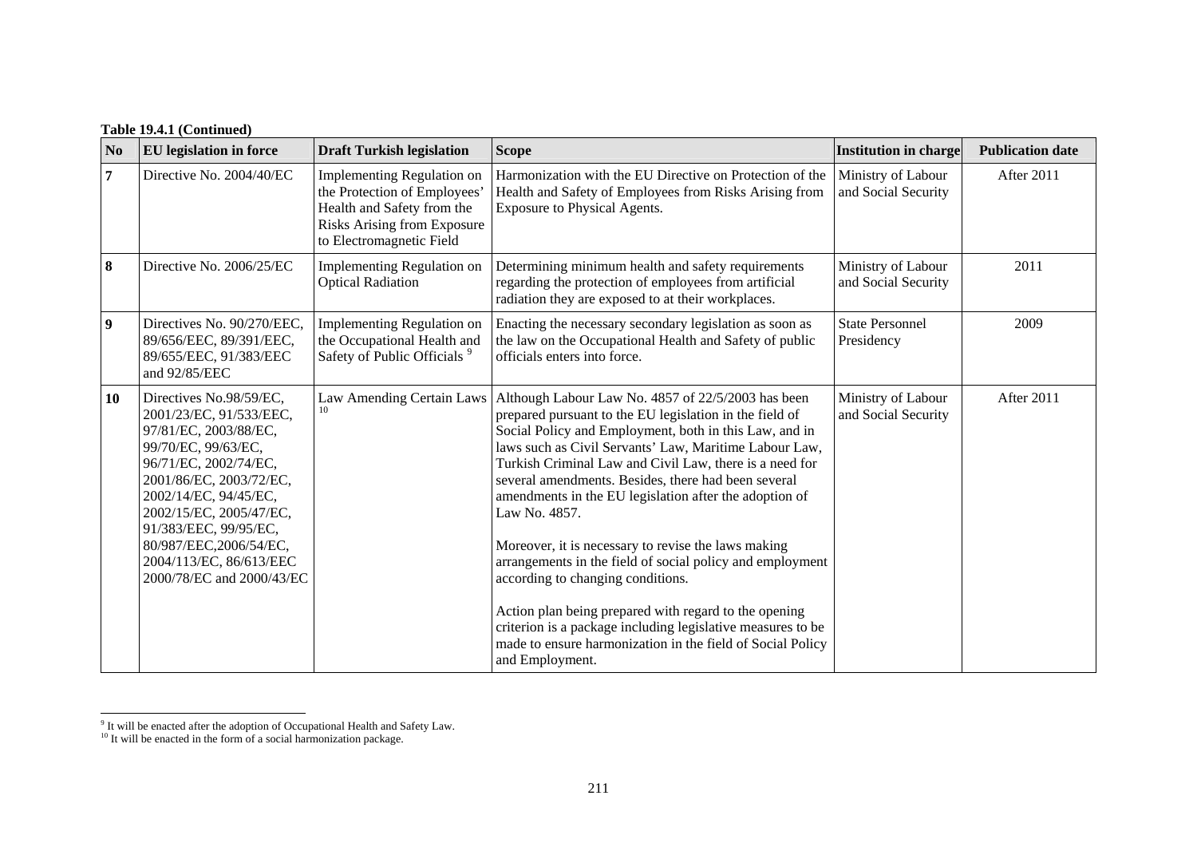**Table 19.4.1 (Continued)**

| No | EU legislation in force | Draft Turkish legislation | Scope | Institution in charge | Publication date |
|---|---|---|---|---|---|
| 7 | Directive No. 2004/40/EC | Implementing Regulation on the Protection of Employees' Health and Safety from the Risks Arising from Exposure to Electromagnetic Field | Harmonization with the EU Directive on Protection of the Health and Safety of Employees from Risks Arising from Exposure to Physical Agents. | Ministry of Labour and Social Security | After 2011 |
| 8 | Directive No. 2006/25/EC | Implementing Regulation on Optical Radiation | Determining minimum health and safety requirements regarding the protection of employees from artificial radiation they are exposed to at their workplaces. | Ministry of Labour and Social Security | 2011 |
| 9 | Directives No. 90/270/EEC, 89/656/EEC, 89/391/EEC, 89/655/EEC, 91/383/EEC and 92/85/EEC | Implementing Regulation on the Occupational Health and Safety of Public Officials [9] | Enacting the necessary secondary legislation as soon as the law on the Occupational Health and Safety of public officials enters into force. | State Personnel Presidency | 2009 |
| 10 | Directives No.98/59/EC, 2001/23/EC, 91/533/EEC, 97/81/EC, 2003/88/EC, 99/70/EC, 99/63/EC, 96/71/EC, 2002/74/EC, 2001/86/EC, 2003/72/EC, 2002/14/EC, 94/45/EC, 2002/15/EC, 2005/47/EC, 91/383/EEC, 99/95/EC, 80/987/EEC,2006/54/EC, 2004/113/EC, 86/613/EEC 2000/78/EC and 2000/43/EC | Law Amending Certain Laws [10] | Although Labour Law No. 4857 of 22/5/2003 has been prepared pursuant to the EU legislation in the field of Social Policy and Employment, both in this Law, and in laws such as Civil Servants' Law, Maritime Labour Law, Turkish Criminal Law and Civil Law, there is a need for several amendments. Besides, there had been several amendments in the EU legislation after the adoption of Law No. 4857.<br><br>Moreover, it is necessary to revise the laws making arrangements in the field of social policy and employment according to changing conditions.<br><br>Action plan being prepared with regard to the opening criterion is a package including legislative measures to be made to ensure harmonization in the field of Social Policy and Employment. | Ministry of Labour and Social Security | After 2011 |

[9] It will be enacted after the adoption of Occupational Health and Safety Law.
[10] It will be enacted in the form of a social harmonization package.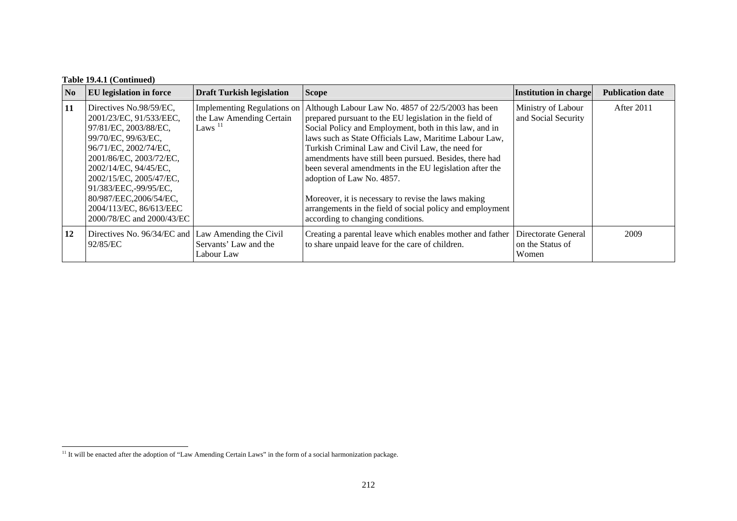**Table 19.4.1 (Continued)**

| No | EU legislation in force | Draft Turkish legislation | Scope | Institution in charge | Publication date |
|---|---|---|---|---|---|
| **11** | Directives No.98/59/EC, 2001/23/EC, 91/533/EEC, 97/81/EC, 2003/88/EC, 99/70/EC, 99/63/EC, 96/71/EC, 2002/74/EC, 2001/86/EC, 2003/72/EC, 2002/14/EC, 94/45/EC, 2002/15/EC, 2005/47/EC, 91/383/EEC,-99/95/EC, 80/987/EEC,2006/54/EC, 2004/113/EC, 86/613/EEC 2000/78/EC and 2000/43/EC | Implementing Regulations on the Law Amending Certain Laws [11] | Although Labour Law No. 4857 of 22/5/2003 has been prepared pursuant to the EU legislation in the field of Social Policy and Employment, both in this law, and in laws such as State Officials Law, Maritime Labour Law, Turkish Criminal Law and Civil Law, the need for amendments have still been pursued. Besides, there had been several amendments in the EU legislation after the adoption of Law No. 4857. <br><br> Moreover, it is necessary to revise the laws making arrangements in the field of social policy and employment according to changing conditions. | Ministry of Labour and Social Security | After 2011 |
| **12** | Directives No. 96/34/EC and 92/85/EC | Law Amending the Civil Servants' Law and the Labour Law | Creating a parental leave which enables mother and father to share unpaid leave for the care of children. | Directorate General on the Status of Women | 2009 |

[11] It will be enacted after the adoption of "Law Amending Certain Laws" in the form of a social harmonization package.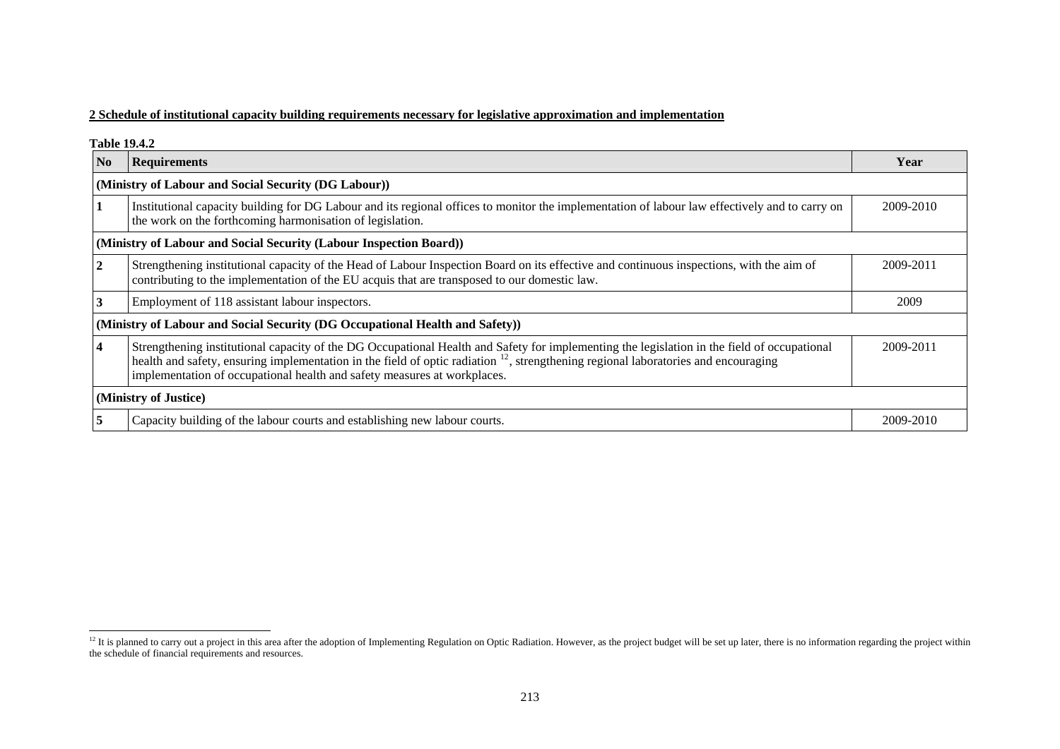**2 Schedule of institutional capacity building requirements necessary for legislative approximation and implementation**

**Table 19.4.2**

| No | Requirements | Year |
|---|---|---|
| **(Ministry of Labour and Social Security (DG Labour))** | | |
| **1** | Institutional capacity building for DG Labour and its regional offices to monitor the implementation of labour law effectively and to carry on the work on the forthcoming harmonisation of legislation. | 2009-2010 |
| **(Ministry of Labour and Social Security (Labour Inspection Board))** | | |
| **2** | Strengthening institutional capacity of the Head of Labour Inspection Board on its effective and continuous inspections, with the aim of contributing to the implementation of the EU acquis that are transposed to our domestic law. | 2009-2011 |
| **3** | Employment of 118 assistant labour inspectors. | 2009 |
| **(Ministry of Labour and Social Security (DG Occupational Health and Safety))** | | |
| **4** | Strengthening institutional capacity of the DG Occupational Health and Safety for implementing the legislation in the field of occupational health and safety, ensuring implementation in the field of optic radiation [12], strengthening regional laboratories and encouraging implementation of occupational health and safety measures at workplaces. | 2009-2011 |
| **(Ministry of Justice)** | | |
| **5** | Capacity building of the labour courts and establishing new labour courts. | 2009-2010 |

[12] It is planned to carry out a project in this area after the adoption of Implementing Regulation on Optic Radiation. However, as the project budget will be set up later, there is no information regarding the project within the schedule of financial requirements and resources.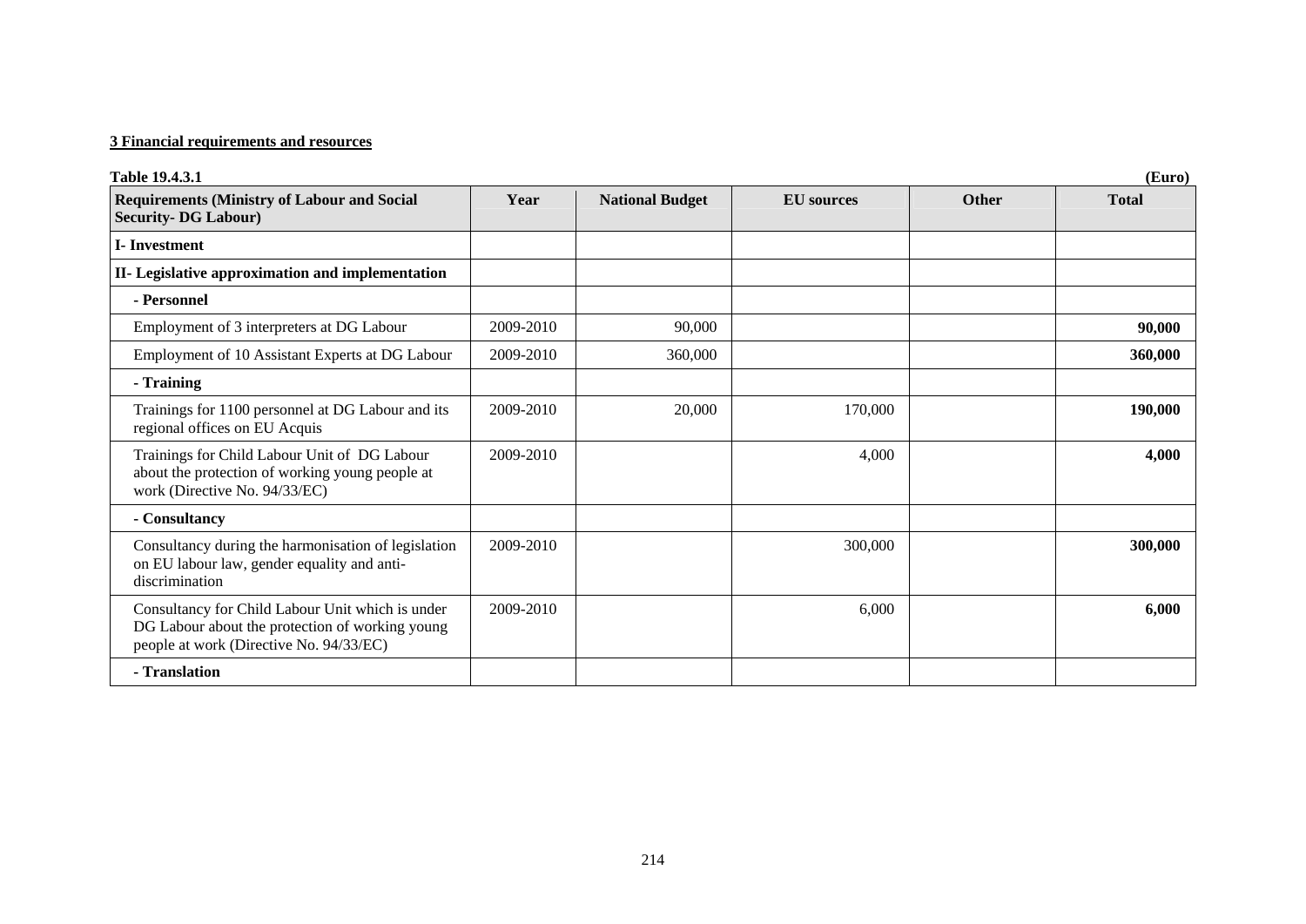**3 Financial requirements and resources**

**Table 19.4.3.1** **(Euro)**

| **Requirements (Ministry of Labour and Social Security- DG Labour)** | **Year** | **National Budget** | **EU sources** | **Other** | **Total** |
|---|---|---|---|---|---|
| **I- Investment** | | | | | |
| **II- Legislative approximation and implementation** | | | | | |
| **- Personnel** | | | | | |
| Employment of 3 interpreters at DG Labour | 2009-2010 | 90,000 | | | **90,000** |
| Employment of 10 Assistant Experts at DG Labour | 2009-2010 | 360,000 | | | **360,000** |
| **- Training** | | | | | |
| Trainings for 1100 personnel at DG Labour and its regional offices on EU Acquis | 2009-2010 | 20,000 | 170,000 | | **190,000** |
| Trainings for Child Labour Unit of DG Labour about the protection of working young people at work (Directive No. 94/33/EC) | 2009-2010 | | 4,000 | | **4,000** |
| **- Consultancy** | | | | | |
| Consultancy during the harmonisation of legislation on EU labour law, gender equality and anti-discrimination | 2009-2010 | | 300,000 | | **300,000** |
| Consultancy for Child Labour Unit which is under DG Labour about the protection of working young people at work (Directive No. 94/33/EC) | 2009-2010 | | 6,000 | | **6,000** |
| **- Translation** | | | | | |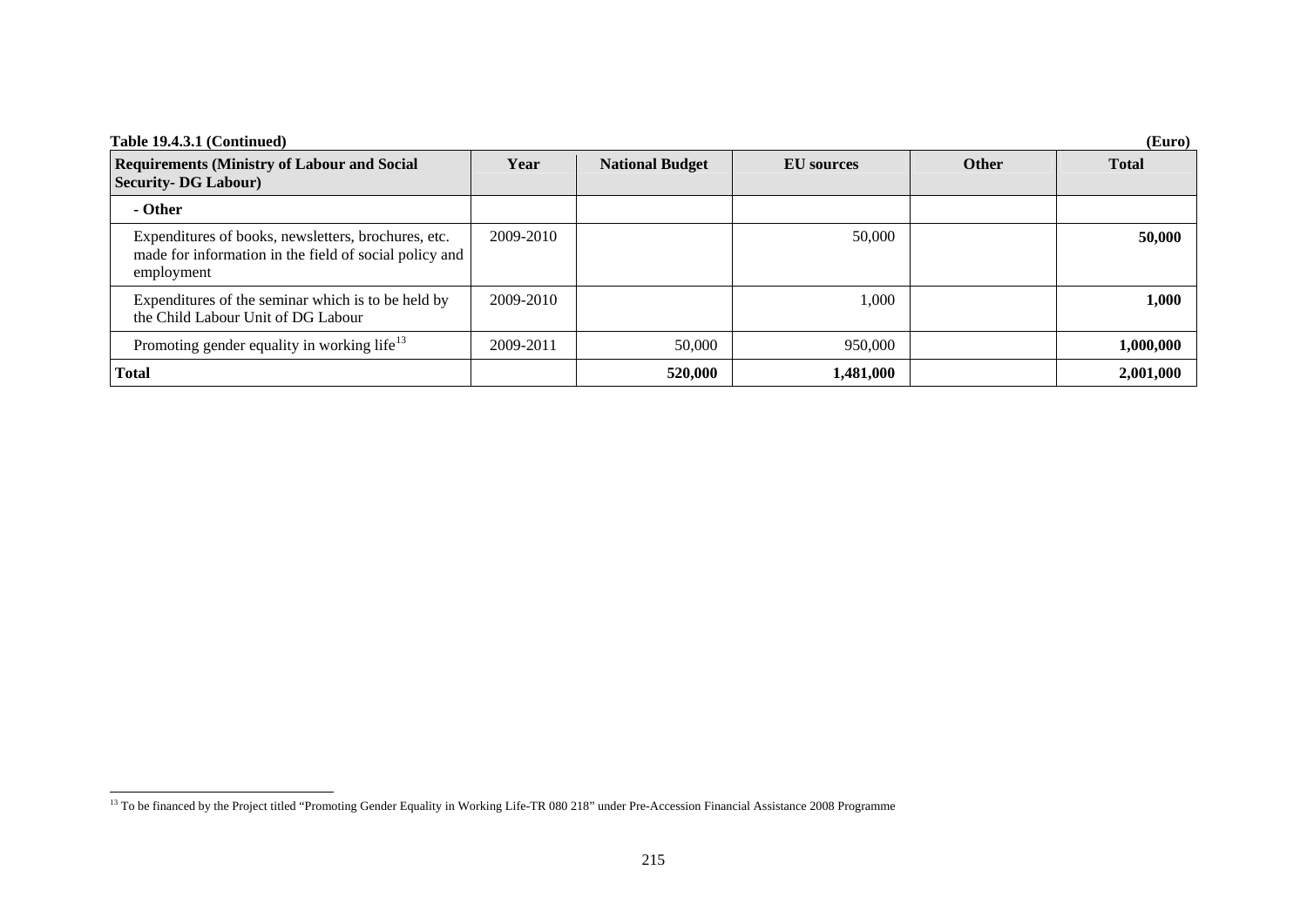**Table 19.4.3.1 (Continued)** **(Euro)**

| Requirements (Ministry of Labour and Social Security- DG Labour) | Year | National Budget | EU sources | Other | Total |
|---|---|---|---|---|---|
| **- Other** | | | | | |
| Expenditures of books, newsletters, brochures, etc. made for information in the field of social policy and employment | 2009-2010 | | 50,000 | | **50,000** |
| Expenditures of the seminar which is to be held by the Child Labour Unit of DG Labour | 2009-2010 | | 1,000 | | **1,000** |
| Promoting gender equality in working life[13] | 2009-2011 | 50,000 | 950,000 | | **1,000,000** |
| **Total** | | **520,000** | **1,481,000** | | **2,001,000** |

[13] To be financed by the Project titled "Promoting Gender Equality in Working Life-TR 080 218" under Pre-Accession Financial Assistance 2008 Programme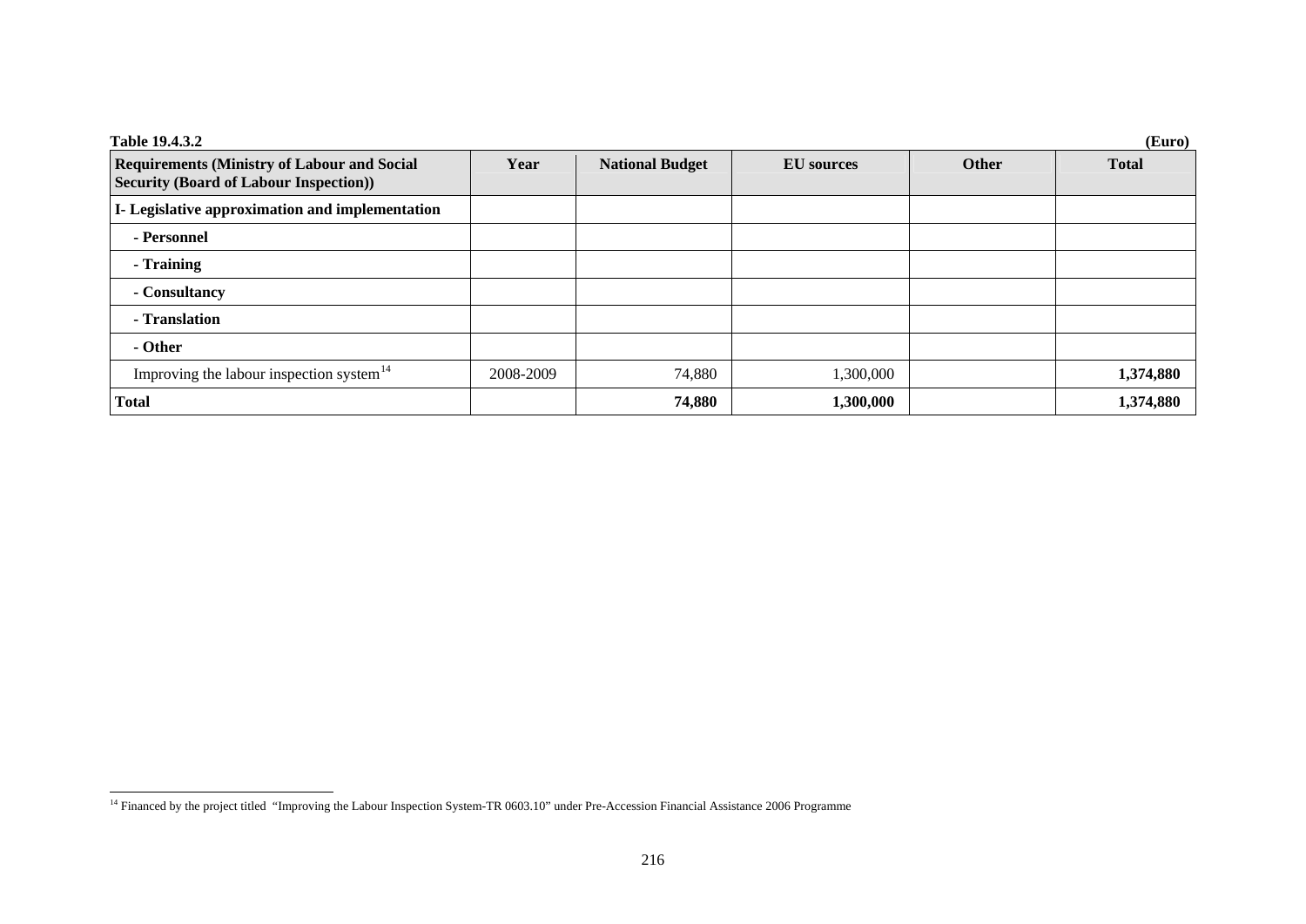**Table 19.4.3.2** **(Euro)**

| Requirements (Ministry of Labour and Social Security (Board of Labour Inspection)) | Year | National Budget | EU sources | Other | Total |
|---|---|---|---|---|---|
| **I- Legislative approximation and implementation** | | | | | |
| **- Personnel** | | | | | |
| **- Training** | | | | | |
| **- Consultancy** | | | | | |
| **- Translation** | | | | | |
| **- Other** | | | | | |
| Improving the labour inspection system[14] | 2008-2009 | 74,880 | 1,300,000 | | **1,374,880** |
| **Total** | | **74,880** | **1,300,000** | | **1,374,880** |

[14] Financed by the project titled "Improving the Labour Inspection System-TR 0603.10" under Pre-Accession Financial Assistance 2006 Programme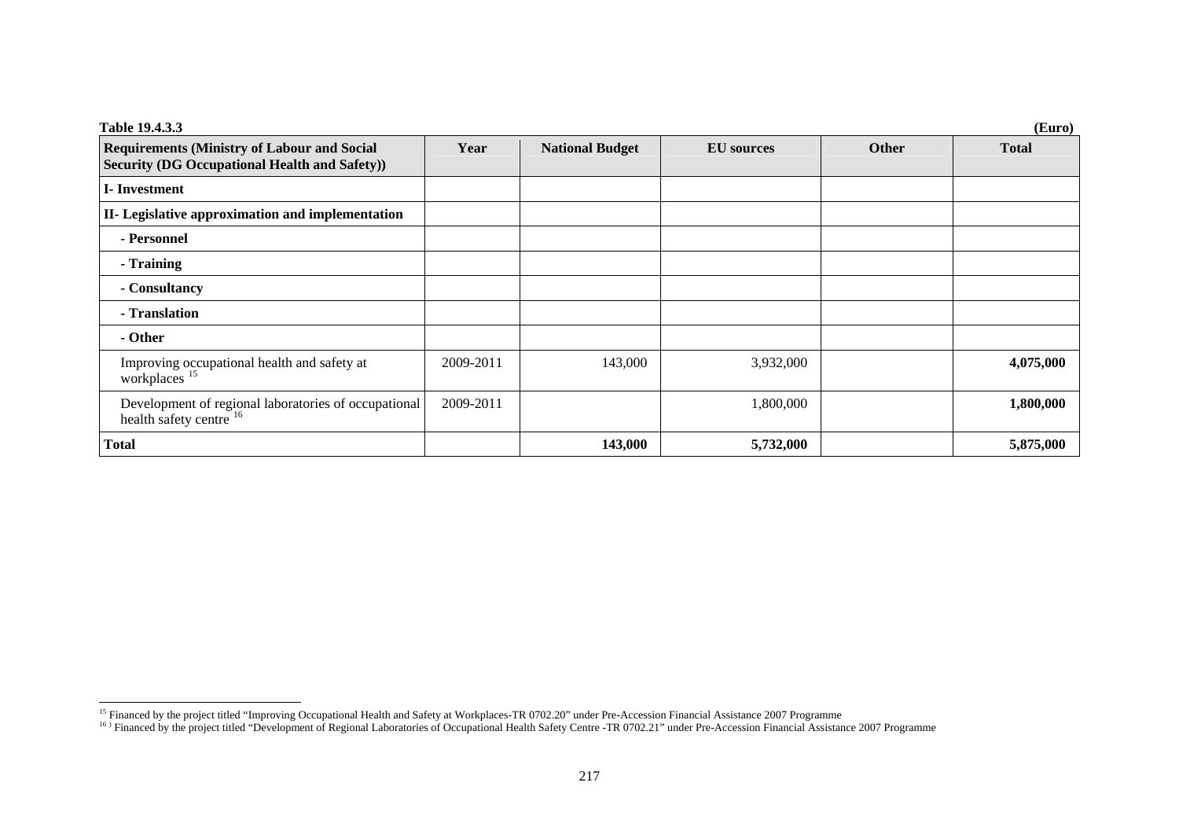**Table 19.4.3.3** **(Euro)**

| Requirements (Ministry of Labour and Social Security (DG Occupational Health and Safety)) | Year | National Budget | EU sources | Other | Total |
|---|---|---|---|---|---|
| **I- Investment** | | | | | |
| **II- Legislative approximation and implementation** | | | | | |
| **- Personnel** | | | | | |
| **- Training** | | | | | |
| **- Consultancy** | | | | | |
| **- Translation** | | | | | |
| **- Other** | | | | | |
| Improving occupational health and safety at workplaces [15] | 2009-2011 | 143,000 | 3,932,000 | | **4,075,000** |
| Development of regional laboratories of occupational health safety centre [16] | 2009-2011 | | 1,800,000 | | **1,800,000** |
| **Total** | | **143,000** | **5,732,000** | | **5,875,000** |

[15] Financed by the project titled "Improving Occupational Health and Safety at Workplaces-TR 0702.20" under Pre-Accession Financial Assistance 2007 Programme

[16] ) Financed by the project titled "Development of Regional Laboratories of Occupational Health Safety Centre -TR 0702.21" under Pre-Accession Financial Assistance 2007 Programme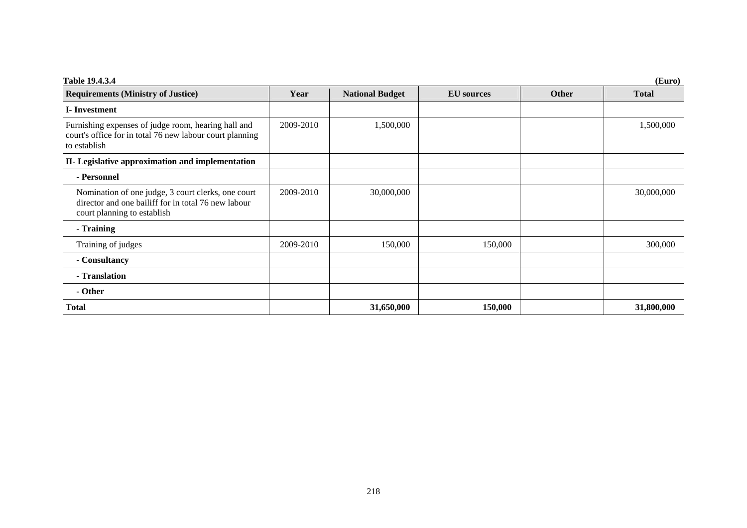**Table 19.4.3.4** **(Euro)**

| Requirements (Ministry of Justice) | Year | National Budget | EU sources | Other | Total |
|---|---|---|---|---|---|
| **I- Investment** | | | | | |
| Furnishing expenses of judge room, hearing hall and court's office for in total 76 new labour court planning to establish | 2009-2010 | 1,500,000 | | | 1,500,000 |
| **II- Legislative approximation and implementation** | | | | | |
| **- Personnel** | | | | | |
| Nomination of one judge, 3 court clerks, one court director and one bailiff for in total 76 new labour court planning to establish | 2009-2010 | 30,000,000 | | | 30,000,000 |
| **- Training** | | | | | |
| Training of judges | 2009-2010 | 150,000 | 150,000 | | 300,000 |
| **- Consultancy** | | | | | |
| **- Translation** | | | | | |
| **- Other** | | | | | |
| **Total** | | **31,650,000** | **150,000** | | **31,800,000** |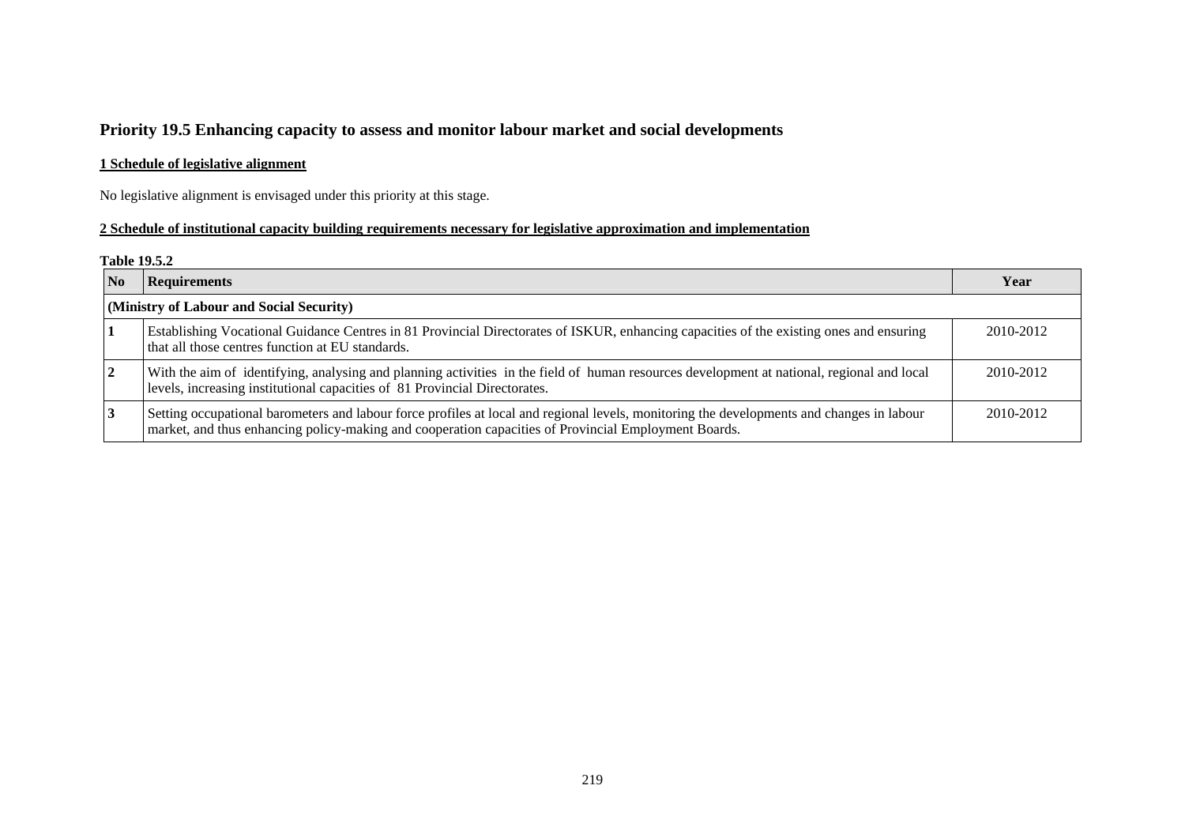## Priority 19.5 Enhancing capacity to assess and monitor labour market and social developments

### 1 Schedule of legislative alignment

No legislative alignment is envisaged under this priority at this stage.

### 2 Schedule of institutional capacity building requirements necessary for legislative approximation and implementation

**Table 19.5.2**

| No | Requirements | Year |
|---|---|---|
| **(Ministry of Labour and Social Security)** | | |
| **1** | Establishing Vocational Guidance Centres in 81 Provincial Directorates of ISKUR, enhancing capacities of the existing ones and ensuring that all those centres function at EU standards. | 2010-2012 |
| **2** | With the aim of identifying, analysing and planning activities in the field of human resources development at national, regional and local levels, increasing institutional capacities of 81 Provincial Directorates. | 2010-2012 |
| **3** | Setting occupational barometers and labour force profiles at local and regional levels, monitoring the developments and changes in labour market, and thus enhancing policy-making and cooperation capacities of Provincial Employment Boards. | 2010-2012 |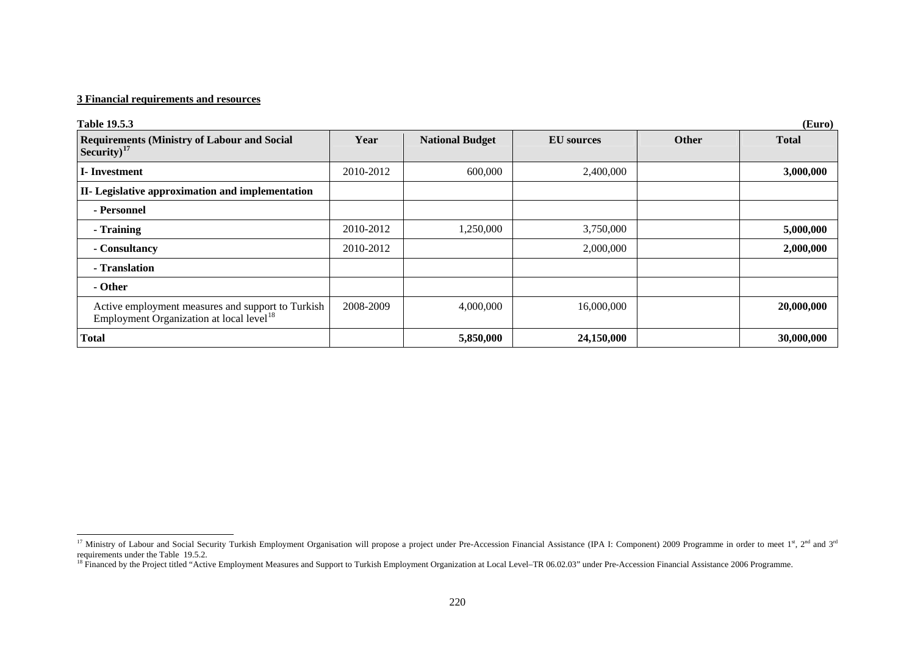**3 Financial requirements and resources**

**Table 19.5.3** **(Euro)**

| Requirements (Ministry of Labour and Social Security)[17] | Year | National Budget | EU sources | Other | Total |
|---|---|---|---|---|---|
| **I- Investment** | 2010-2012 | 600,000 | 2,400,000 | | **3,000,000** |
| **II- Legislative approximation and implementation** | | | | | |
| **- Personnel** | | | | | |
| **- Training** | 2010-2012 | 1,250,000 | 3,750,000 | | **5,000,000** |
| **- Consultancy** | 2010-2012 | | 2,000,000 | | **2,000,000** |
| **- Translation** | | | | | |
| **- Other** | | | | | |
| Active employment measures and support to Turkish Employment Organization at local level[18] | 2008-2009 | 4,000,000 | 16,000,000 | | **20,000,000** |
| **Total** | | **5,850,000** | **24,150,000** | | **30,000,000** |

[17] Ministry of Labour and Social Security Turkish Employment Organisation will propose a project under Pre-Accession Financial Assistance (IPA I: Component) 2009 Programme in order to meet 1st, 2nd and 3rd requirements under the Table 19.5.2.

[18] Financed by the Project titled "Active Employment Measures and Support to Turkish Employment Organization at Local Level–TR 06.02.03" under Pre-Accession Financial Assistance 2006 Programme.